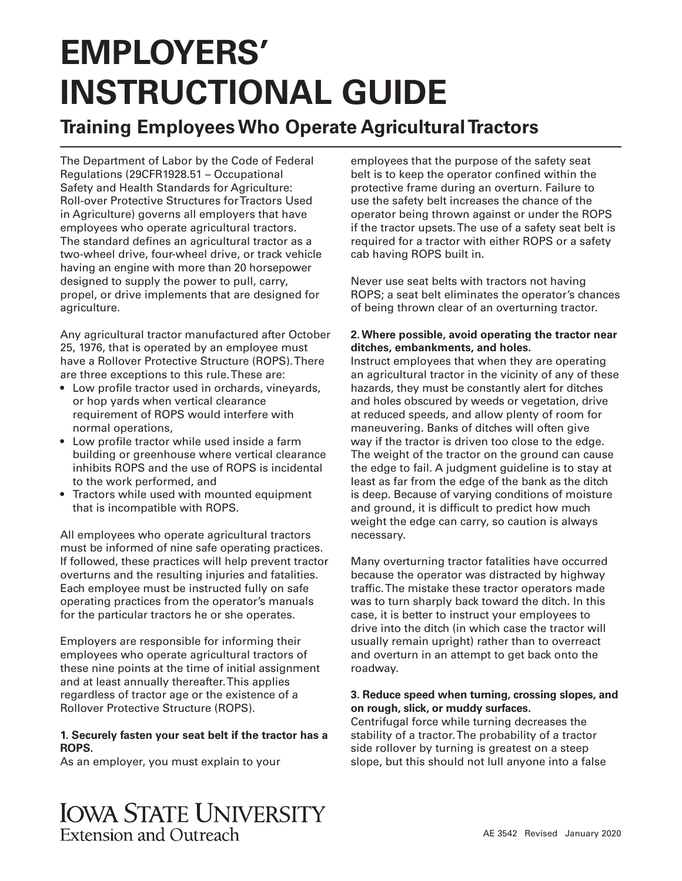# EMPLOYERS' INSTRUCTIONAL GUIDE

## Training Employees Who Operate Agricultural Tractors

The Department of Labor by the Code of Federal Regulations (29CFR1928.51 – Occupational Safety and Health Standards for Agriculture: Roll-over Protective Structures for Tractors Used in Agriculture) governs all employers that have employees who operate agricultural tractors. The standard defines an agricultural tractor as a two-wheel drive, four-wheel drive, or track vehicle having an engine with more than 20 horsepower designed to supply the power to pull, carry, propel, or drive implements that are designed for agriculture.

Any agricultural tractor manufactured after October 25, 1976, that is operated by an employee must have a Rollover Protective Structure (ROPS). There are three exceptions to this rule. These are:

- Low profile tractor used in orchards, vineyards, or hop yards when vertical clearance requirement of ROPS would interfere with normal operations,
- Low profile tractor while used inside a farm building or greenhouse where vertical clearance inhibits ROPS and the use of ROPS is incidental to the work performed, and
- Tractors while used with mounted equipment that is incompatible with ROPS.

All employees who operate agricultural tractors must be informed of nine safe operating practices. If followed, these practices will help prevent tractor overturns and the resulting injuries and fatalities. Each employee must be instructed fully on safe operating practices from the operator's manuals for the particular tractors he or she operates.

Employers are responsible for informing their employees who operate agricultural tractors of these nine points at the time of initial assignment and at least annually thereafter. This applies regardless of tractor age or the existence of a Rollover Protective Structure (ROPS).

**1. Securely fasten your seat belt if the tractor has a ROPS.**

As an employer, you must explain to your employees that the purpose of the safety seat belt is to keep the operator confined within the protective frame during an overturn. Failure to use the safety belt increases the chance of the operator being thrown against or under the ROPS if the tractor upsets. The use of a safety seat belt is required for a tractor with either ROPS or a safety cab having ROPS built in.

Never use seat belts with tractors not having ROPS; a seat belt eliminates the operator's chances of being thrown clear of an overturning tractor.

**2. Where possible, avoid operating the tractor near ditches, embankments, and holes.**

Instruct employees that when they are operating an agricultural tractor in the vicinity of any of these hazards, they must be constantly alert for ditches and holes obscured by weeds or vegetation, drive at reduced speeds, and allow plenty of room for maneuvering. Banks of ditches will often give way if the tractor is driven too close to the edge. The weight of the tractor on the ground can cause the edge to fail. A judgment guideline is to stay at least as far from the edge of the bank as the ditch is deep. Because of varying conditions of moisture and ground, it is difficult to predict how much weight the edge can carry, so caution is always necessary.

Many overturning tractor fatalities have occurred because the operator was distracted by highway traffic. The mistake these tractor operators made was to turn sharply back toward the ditch. In this case, it is better to instruct your employees to drive into the ditch (in which case the tractor will usually remain upright) rather than to overreact and overturn in an attempt to get back onto the roadway.

**3. Reduce speed when turning, crossing slopes, and on rough, slick, or muddy surfaces.**

Centrifugal force while turning decreases the stability of a tractor. The probability of a tractor side rollover by turning is greatest on a steep slope, but this should not lull anyone into a false

AE 3542 Revised January 2020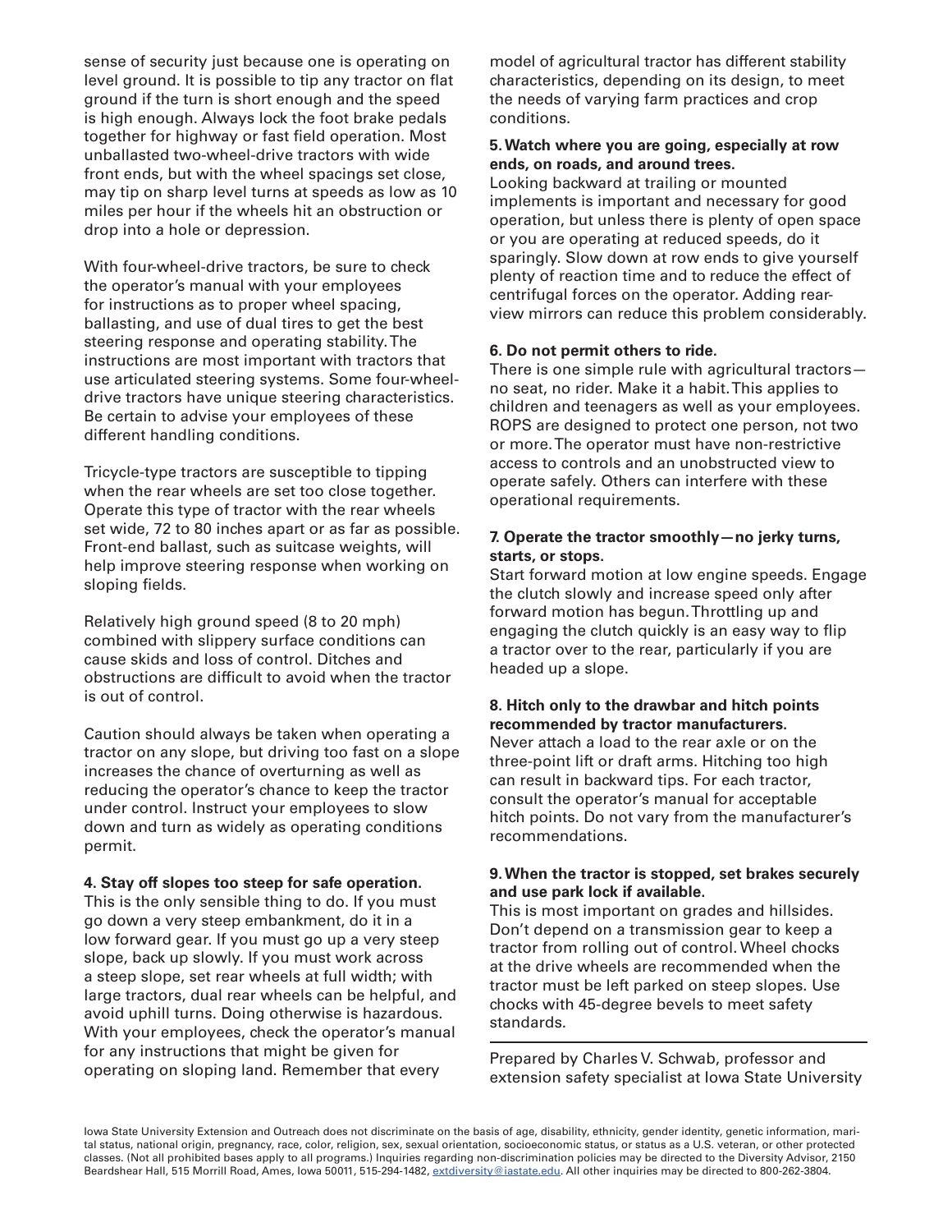sense of security just because one is operating on level ground. It is possible to tip any tractor on flat ground if the turn is short enough and the speed is high enough. Always lock the foot brake pedals together for highway or fast field operation. Most unballasted two-wheel-drive tractors with wide front ends, but with the wheel spacings set close, may tip on sharp level turns at speeds as low as 10 miles per hour if the wheels hit an obstruction or drop into a hole or depression.

With four-wheel-drive tractors, be sure to check the operator's manual with your employees for instructions as to proper wheel spacing, ballasting, and use of dual tires to get the best steering response and operating stability. The instructions are most important with tractors that use articulated steering systems. Some four-wheel-drive tractors have unique steering characteristics. Be certain to advise your employees of these different handling conditions.

Tricycle-type tractors are susceptible to tipping when the rear wheels are set too close together. Operate this type of tractor with the rear wheels set wide, 72 to 80 inches apart or as far as possible. Front-end ballast, such as suitcase weights, will help improve steering response when working on sloping fields.

Relatively high ground speed (8 to 20 mph) combined with slippery surface conditions can cause skids and loss of control. Ditches and obstructions are difficult to avoid when the tractor is out of control.

Caution should always be taken when operating a tractor on any slope, but driving too fast on a slope increases the chance of overturning as well as reducing the operator's chance to keep the tractor under control. Instruct your employees to slow down and turn as widely as operating conditions permit.

**4. Stay off slopes too steep for safe operation.**
This is the only sensible thing to do. If you must go down a very steep embankment, do it in a low forward gear. If you must go up a very steep slope, back up slowly. If you must work across a steep slope, set rear wheels at full width; with large tractors, dual rear wheels can be helpful, and avoid uphill turns. Doing otherwise is hazardous. With your employees, check the operator's manual for any instructions that might be given for operating on sloping land. Remember that every model of agricultural tractor has different stability characteristics, depending on its design, to meet the needs of varying farm practices and crop conditions.

**5. Watch where you are going, especially at row ends, on roads, and around trees.**
Looking backward at trailing or mounted implements is important and necessary for good operation, but unless there is plenty of open space or you are operating at reduced speeds, do it sparingly. Slow down at row ends to give yourself plenty of reaction time and to reduce the effect of centrifugal forces on the operator. Adding rear-view mirrors can reduce this problem considerably.

**6. Do not permit others to ride.**
There is one simple rule with agricultural tractors—no seat, no rider. Make it a habit. This applies to children and teenagers as well as your employees. ROPS are designed to protect one person, not two or more. The operator must have non-restrictive access to controls and an unobstructed view to operate safely. Others can interfere with these operational requirements.

**7. Operate the tractor smoothly—no jerky turns, starts, or stops.**
Start forward motion at low engine speeds. Engage the clutch slowly and increase speed only after forward motion has begun. Throttling up and engaging the clutch quickly is an easy way to flip a tractor over to the rear, particularly if you are headed up a slope.

**8. Hitch only to the drawbar and hitch points recommended by tractor manufacturers.**
Never attach a load to the rear axle or on the three-point lift or draft arms. Hitching too high can result in backward tips. For each tractor, consult the operator's manual for acceptable hitch points. Do not vary from the manufacturer's recommendations.

**9. When the tractor is stopped, set brakes securely and use park lock if available.**
This is most important on grades and hillsides. Don't depend on a transmission gear to keep a tractor from rolling out of control. Wheel chocks at the drive wheels are recommended when the tractor must be left parked on steep slopes. Use chocks with 45-degree bevels to meet safety standards.

---

Prepared by Charles V. Schwab, professor and extension safety specialist at Iowa State University

Iowa State University Extension and Outreach does not discriminate on the basis of age, disability, ethnicity, gender identity, genetic information, marital status, national origin, pregnancy, race, color, religion, sex, sexual orientation, socioeconomic status, or status as a U.S. veteran, or other protected classes. (Not all prohibited bases apply to all programs.) Inquiries regarding non-discrimination policies may be directed to the Diversity Advisor, 2150 Beardshear Hall, 515 Morrill Road, Ames, Iowa 50011, 515-294-1482, extdiversity@iastate.edu. All other inquiries may be directed to 800-262-3804.